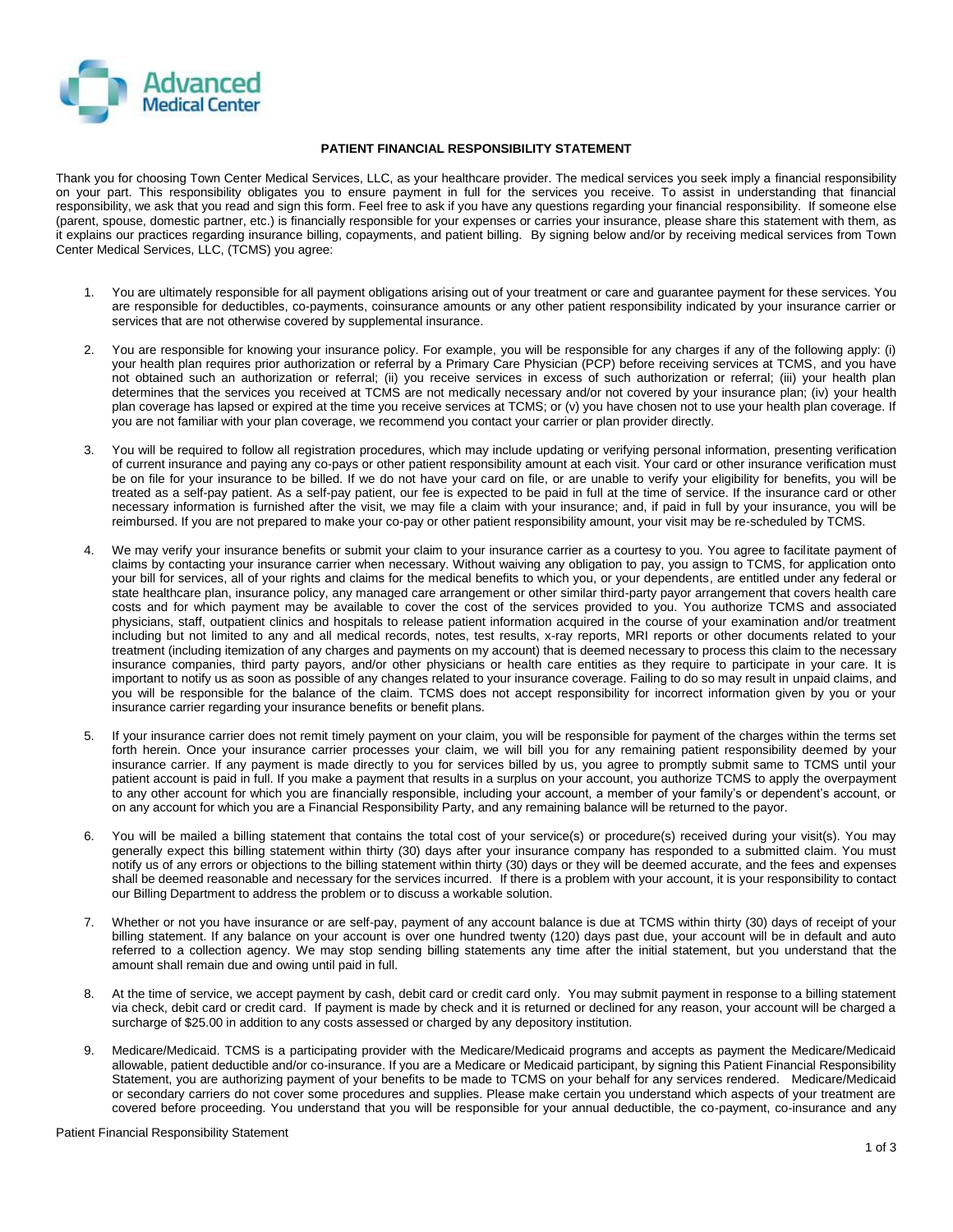Advanced Medical Center

# PATIENT FINANCIAL RESPONSIBILITY STATEMENT

Thank you for choosing Town Center Medical Services, LLC, as your healthcare provider. The medical services you seek imply a financial responsibility on your part. This responsibility obligates you to ensure payment in full for the services you receive. To assist in understanding that financial responsibility, we ask that you read and sign this form. Feel free to ask if you have any questions regarding your financial responsibility. If someone else (parent, spouse, domestic partner, etc.) is financially responsible for your expenses or carries your insurance, please share this statement with them, as it explains our practices regarding insurance billing, copayments, and patient billing. By signing below and/or by receiving medical services from Town Center Medical Services, LLC, (TCMS) you agree:

1. You are ultimately responsible for all payment obligations arising out of your treatment or care and guarantee payment for these services. You are responsible for deductibles, co-payments, coinsurance amounts or any other patient responsibility indicated by your insurance carrier or services that are not otherwise covered by supplemental insurance.

2. You are responsible for knowing your insurance policy. For example, you will be responsible for any charges if any of the following apply: (i) your health plan requires prior authorization or referral by a Primary Care Physician (PCP) before receiving services at TCMS, and you have not obtained such an authorization or referral; (ii) you receive services in excess of such authorization or referral; (iii) your health plan determines that the services you received at TCMS are not medically necessary and/or not covered by your insurance plan; (iv) your health plan coverage has lapsed or expired at the time you receive services at TCMS; or (v) you have chosen not to use your health plan coverage. If you are not familiar with your plan coverage, we recommend you contact your carrier or plan provider directly.

3. You will be required to follow all registration procedures, which may include updating or verifying personal information, presenting verification of current insurance and paying any co-pays or other patient responsibility amount at each visit. Your card or other insurance verification must be on file for your insurance to be billed. If we do not have your card on file, or are unable to verify your eligibility for benefits, you will be treated as a self-pay patient. As a self-pay patient, our fee is expected to be paid in full at the time of service. If the insurance card or other necessary information is furnished after the visit, we may file a claim with your insurance; and, if paid in full by your insurance, you will be reimbursed. If you are not prepared to make your co-pay or other patient responsibility amount, your visit may be re-scheduled by TCMS.

4. We may verify your insurance benefits or submit your claim to your insurance carrier as a courtesy to you. You agree to facilitate payment of claims by contacting your insurance carrier when necessary. Without waiving any obligation to pay, you assign to TCMS, for application onto your bill for services, all of your rights and claims for the medical benefits to which you, or your dependents, are entitled under any federal or state healthcare plan, insurance policy, any managed care arrangement or other similar third-party payor arrangement that covers health care costs and for which payment may be available to cover the cost of the services provided to you. You authorize TCMS and associated physicians, staff, outpatient clinics and hospitals to release patient information acquired in the course of your examination and/or treatment including but not limited to any and all medical records, notes, test results, x-ray reports, MRI reports or other documents related to your treatment (including itemization of any charges and payments on my account) that is deemed necessary to process this claim to the necessary insurance companies, third party payors, and/or other physicians or health care entities as they require to participate in your care. It is important to notify us as soon as possible of any changes related to your insurance coverage. Failing to do so may result in unpaid claims, and you will be responsible for the balance of the claim. TCMS does not accept responsibility for incorrect information given by you or your insurance carrier regarding your insurance benefits or benefit plans.

5. If your insurance carrier does not remit timely payment on your claim, you will be responsible for payment of the charges within the terms set forth herein. Once your insurance carrier processes your claim, we will bill you for any remaining patient responsibility deemed by your insurance carrier. If any payment is made directly to you for services billed by us, you agree to promptly submit same to TCMS until your patient account is paid in full. If you make a payment that results in a surplus on your account, you authorize TCMS to apply the overpayment to any other account for which you are financially responsible, including your account, a member of your family's or dependent's account, or on any account for which you are a Financial Responsibility Party, and any remaining balance will be returned to the payor.

6. You will be mailed a billing statement that contains the total cost of your service(s) or procedure(s) received during your visit(s). You may generally expect this billing statement within thirty (30) days after your insurance company has responded to a submitted claim. You must notify us of any errors or objections to the billing statement within thirty (30) days or they will be deemed accurate, and the fees and expenses shall be deemed reasonable and necessary for the services incurred. If there is a problem with your account, it is your responsibility to contact our Billing Department to address the problem or to discuss a workable solution.

7. Whether or not you have insurance or are self-pay, payment of any account balance is due at TCMS within thirty (30) days of receipt of your billing statement. If any balance on your account is over one hundred twenty (120) days past due, your account will be in default and auto referred to a collection agency. We may stop sending billing statements any time after the initial statement, but you understand that the amount shall remain due and owing until paid in full.

8. At the time of service, we accept payment by cash, debit card or credit card only. You may submit payment in response to a billing statement via check, debit card or credit card. If payment is made by check and it is returned or declined for any reason, your account will be charged a surcharge of $25.00 in addition to any costs assessed or charged by any depository institution.

9. Medicare/Medicaid. TCMS is a participating provider with the Medicare/Medicaid programs and accepts as payment the Medicare/Medicaid allowable, patient deductible and/or co-insurance. If you are a Medicare or Medicaid participant, by signing this Patient Financial Responsibility Statement, you are authorizing payment of your benefits to be made to TCMS on your behalf for any services rendered. Medicare/Medicaid or secondary carriers do not cover some procedures and supplies. Please make certain you understand which aspects of your treatment are covered before proceeding. You understand that you will be responsible for your annual deductible, the co-payment, co-insurance and any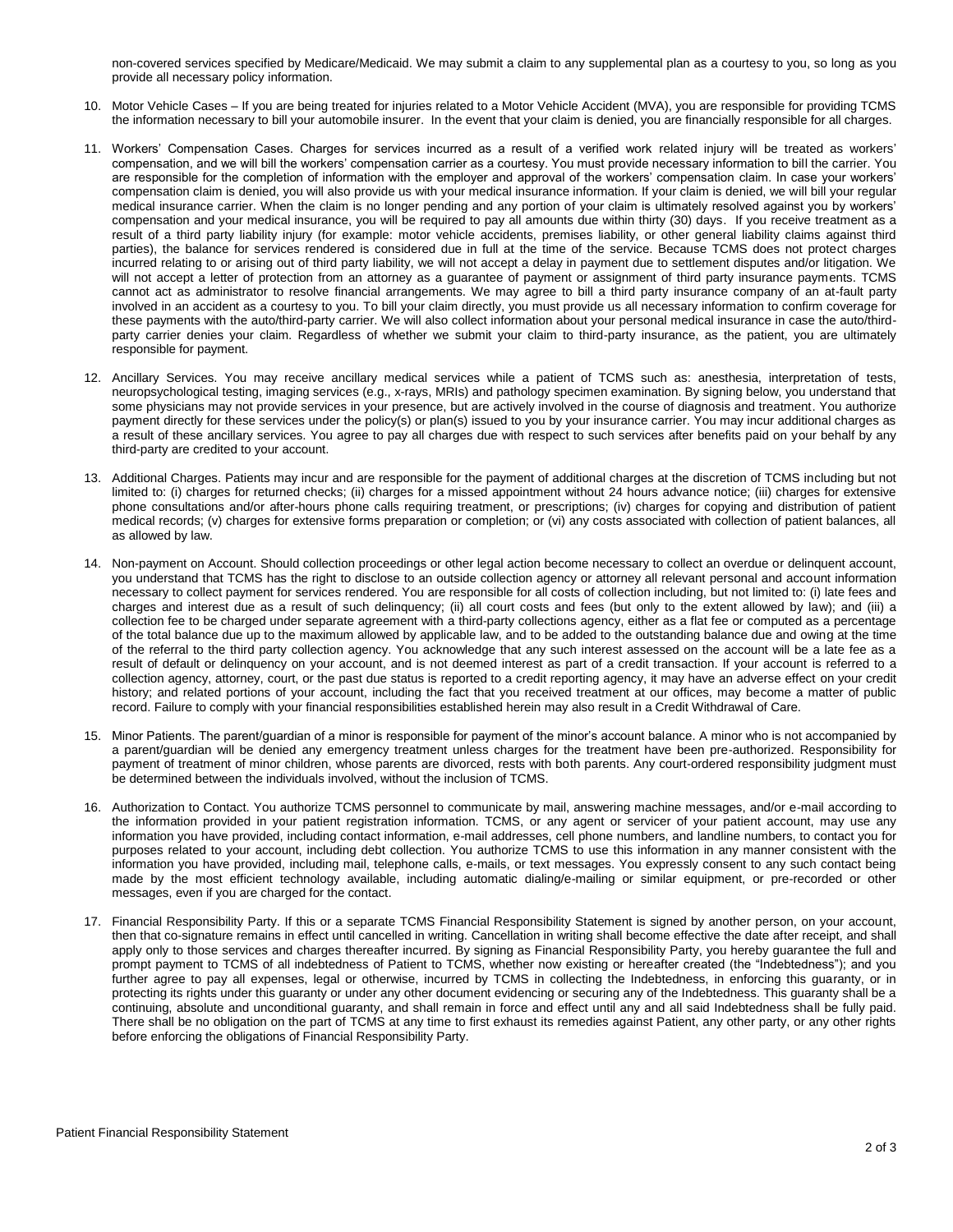non-covered services specified by Medicare/Medicaid. We may submit a claim to any supplemental plan as a courtesy to you, so long as you provide all necessary policy information.

10. Motor Vehicle Cases – If you are being treated for injuries related to a Motor Vehicle Accident (MVA), you are responsible for providing TCMS the information necessary to bill your automobile insurer. In the event that your claim is denied, you are financially responsible for all charges.

11. Workers' Compensation Cases. Charges for services incurred as a result of a verified work related injury will be treated as workers' compensation, and we will bill the workers' compensation carrier as a courtesy. You must provide necessary information to bill the carrier. You are responsible for the completion of information with the employer and approval of the workers' compensation claim. In case your workers' compensation claim is denied, you will also provide us with your medical insurance information. If your claim is denied, we will bill your regular medical insurance carrier. When the claim is no longer pending and any portion of your claim is ultimately resolved against you by workers' compensation and your medical insurance, you will be required to pay all amounts due within thirty (30) days. If you receive treatment as a result of a third party liability injury (for example: motor vehicle accidents, premises liability, or other general liability claims against third parties), the balance for services rendered is considered due in full at the time of the service. Because TCMS does not protect charges incurred relating to or arising out of third party liability, we will not accept a delay in payment due to settlement disputes and/or litigation. We will not accept a letter of protection from an attorney as a guarantee of payment or assignment of third party insurance payments. TCMS cannot act as administrator to resolve financial arrangements. We may agree to bill a third party insurance company of an at-fault party involved in an accident as a courtesy to you. To bill your claim directly, you must provide us all necessary information to confirm coverage for these payments with the auto/third-party carrier. We will also collect information about your personal medical insurance in case the auto/third-party carrier denies your claim. Regardless of whether we submit your claim to third-party insurance, as the patient, you are ultimately responsible for payment.

12. Ancillary Services. You may receive ancillary medical services while a patient of TCMS such as: anesthesia, interpretation of tests, neuropsychological testing, imaging services (e.g., x-rays, MRIs) and pathology specimen examination. By signing below, you understand that some physicians may not provide services in your presence, but are actively involved in the course of diagnosis and treatment. You authorize payment directly for these services under the policy(s) or plan(s) issued to you by your insurance carrier. You may incur additional charges as a result of these ancillary services. You agree to pay all charges due with respect to such services after benefits paid on your behalf by any third-party are credited to your account.

13. Additional Charges. Patients may incur and are responsible for the payment of additional charges at the discretion of TCMS including but not limited to: (i) charges for returned checks; (ii) charges for a missed appointment without 24 hours advance notice; (iii) charges for extensive phone consultations and/or after-hours phone calls requiring treatment, or prescriptions; (iv) charges for copying and distribution of patient medical records; (v) charges for extensive forms preparation or completion; or (vi) any costs associated with collection of patient balances, all as allowed by law.

14. Non-payment on Account. Should collection proceedings or other legal action become necessary to collect an overdue or delinquent account, you understand that TCMS has the right to disclose to an outside collection agency or attorney all relevant personal and account information necessary to collect payment for services rendered. You are responsible for all costs of collection including, but not limited to: (i) late fees and charges and interest due as a result of such delinquency; (ii) all court costs and fees (but only to the extent allowed by law); and (iii) a collection fee to be charged under separate agreement with a third-party collections agency, either as a flat fee or computed as a percentage of the total balance due up to the maximum allowed by applicable law, and to be added to the outstanding balance due and owing at the time of the referral to the third party collection agency. You acknowledge that any such interest assessed on the account will be a late fee as a result of default or delinquency on your account, and is not deemed interest as part of a credit transaction. If your account is referred to a collection agency, attorney, court, or the past due status is reported to a credit reporting agency, it may have an adverse effect on your credit history; and related portions of your account, including the fact that you received treatment at our offices, may become a matter of public record. Failure to comply with your financial responsibilities established herein may also result in a Credit Withdrawal of Care.

15. Minor Patients. The parent/guardian of a minor is responsible for payment of the minor's account balance. A minor who is not accompanied by a parent/guardian will be denied any emergency treatment unless charges for the treatment have been pre-authorized. Responsibility for payment of treatment of minor children, whose parents are divorced, rests with both parents. Any court-ordered responsibility judgment must be determined between the individuals involved, without the inclusion of TCMS.

16. Authorization to Contact. You authorize TCMS personnel to communicate by mail, answering machine messages, and/or e-mail according to the information provided in your patient registration information. TCMS, or any agent or servicer of your patient account, may use any information you have provided, including contact information, e-mail addresses, cell phone numbers, and landline numbers, to contact you for purposes related to your account, including debt collection. You authorize TCMS to use this information in any manner consistent with the information you have provided, including mail, telephone calls, e-mails, or text messages. You expressly consent to any such contact being made by the most efficient technology available, including automatic dialing/e-mailing or similar equipment, or pre-recorded or other messages, even if you are charged for the contact.

17. Financial Responsibility Party. If this or a separate TCMS Financial Responsibility Statement is signed by another person, on your account, then that co-signature remains in effect until cancelled in writing. Cancellation in writing shall become effective the date after receipt, and shall apply only to those services and charges thereafter incurred. By signing as Financial Responsibility Party, you hereby guarantee the full and prompt payment to TCMS of all indebtedness of Patient to TCMS, whether now existing or hereafter created (the "Indebtedness"); and you further agree to pay all expenses, legal or otherwise, incurred by TCMS in collecting the Indebtedness, in enforcing this guaranty, or in protecting its rights under this guaranty or under any other document evidencing or securing any of the Indebtedness. This guaranty shall be a continuing, absolute and unconditional guaranty, and shall remain in force and effect until any and all said Indebtedness shall be fully paid. There shall be no obligation on the part of TCMS at any time to first exhaust its remedies against Patient, any other party, or any other rights before enforcing the obligations of Financial Responsibility Party.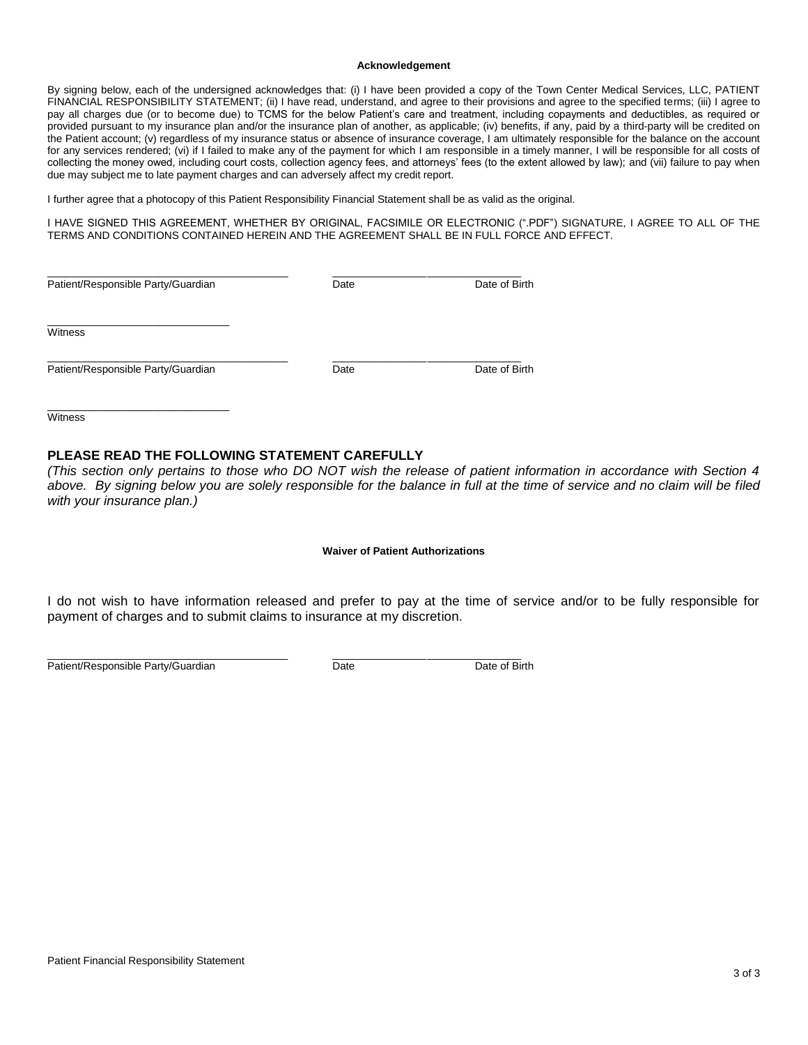### Acknowledgement

By signing below, each of the undersigned acknowledges that: (i) I have been provided a copy of the Town Center Medical Services, LLC, PATIENT FINANCIAL RESPONSIBILITY STATEMENT; (ii) I have read, understand, and agree to their provisions and agree to the specified terms; (iii) I agree to pay all charges due (or to become due) to TCMS for the below Patient's care and treatment, including copayments and deductibles, as required or provided pursuant to my insurance plan and/or the insurance plan of another, as applicable; (iv) benefits, if any, paid by a third-party will be credited on the Patient account; (v) regardless of my insurance status or absence of insurance coverage, I am ultimately responsible for the balance on the account for any services rendered; (vi) if I failed to make any of the payment for which I am responsible in a timely manner, I will be responsible for all costs of collecting the money owed, including court costs, collection agency fees, and attorneys' fees (to the extent allowed by law); and (vii) failure to pay when due may subject me to late payment charges and can adversely affect my credit report.

I further agree that a photocopy of this Patient Responsibility Financial Statement shall be as valid as the original.

I HAVE SIGNED THIS AGREEMENT, WHETHER BY ORIGINAL, FACSIMILE OR ELECTRONIC (".PDF") SIGNATURE, I AGREE TO ALL OF THE TERMS AND CONDITIONS CONTAINED HEREIN AND THE AGREEMENT SHALL BE IN FULL FORCE AND EFFECT.

\_\_\_\_\_\_\_\_\_\_\_\_\_\_\_\_\_\_\_\_\_\_\_\_\_\_\_\_\_\_\_\_\_\_\_\_ \_\_\_\_\_\_\_\_\_\_\_\_\_\_\_ \_\_\_\_\_\_\_\_\_\_\_\_\_\_\_
Patient/Responsible Party/Guardian Date Date of Birth

\_\_\_\_\_\_\_\_\_\_\_\_\_\_\_\_\_\_\_\_\_\_\_\_\_\_\_\_\_\_
Witness

\_\_\_\_\_\_\_\_\_\_\_\_\_\_\_\_\_\_\_\_\_\_\_\_\_\_\_\_\_\_\_\_\_\_\_\_ \_\_\_\_\_\_\_\_\_\_\_\_\_\_\_ \_\_\_\_\_\_\_\_\_\_\_\_\_\_\_
Patient/Responsible Party/Guardian Date Date of Birth

\_\_\_\_\_\_\_\_\_\_\_\_\_\_\_\_\_\_\_\_\_\_\_\_\_\_\_\_\_\_
Witness

## PLEASE READ THE FOLLOWING STATEMENT CAREFULLY

*(This section only pertains to those who DO NOT wish the release of patient information in accordance with Section 4 above. By signing below you are solely responsible for the balance in full at the time of service and no claim will be filed with your insurance plan.)*

### Waiver of Patient Authorizations

I do not wish to have information released and prefer to pay at the time of service and/or to be fully responsible for payment of charges and to submit claims to insurance at my discretion.

\_\_\_\_\_\_\_\_\_\_\_\_\_\_\_\_\_\_\_\_\_\_\_\_\_\_\_\_\_\_\_\_\_\_\_\_ \_\_\_\_\_\_\_\_\_\_\_\_\_\_\_ \_\_\_\_\_\_\_\_\_\_\_\_\_\_\_
Patient/Responsible Party/Guardian Date Date of Birth